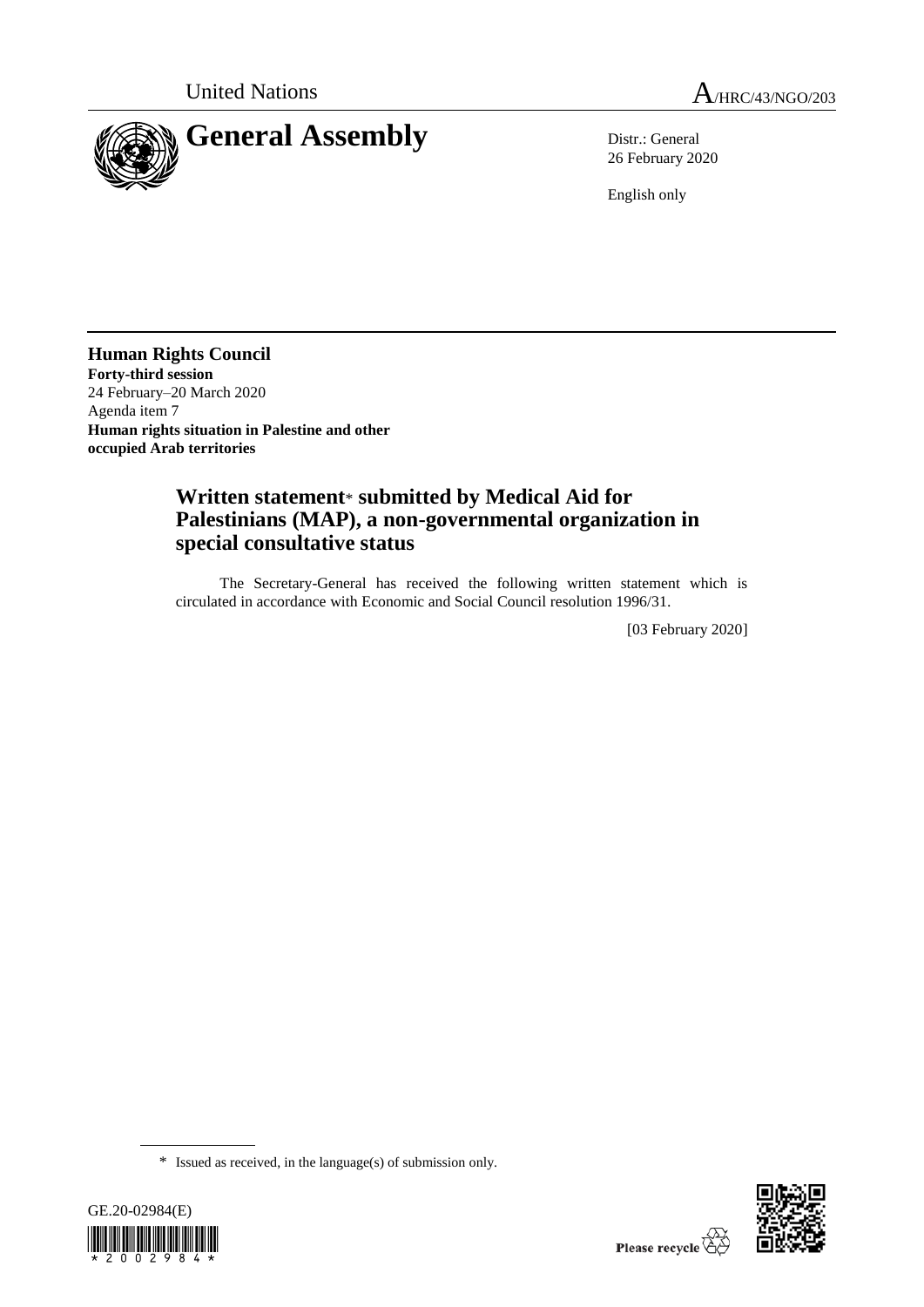United Nations

A/HRC/43/NGO/203

# General Assembly

Distr.: General
26 February 2020

English only

**Human Rights Council**
**Forty-third session**
24 February–20 March 2020
Agenda item 7
**Human rights situation in Palestine and other occupied Arab territories**

## Written statement* submitted by Medical Aid for Palestinians (MAP), a non-governmental organization in special consultative status

The Secretary-General has received the following written statement which is circulated in accordance with Economic and Social Council resolution 1996/31.

[03 February 2020]

\* Issued as received, in the language(s) of submission only.

GE.20-02984(E)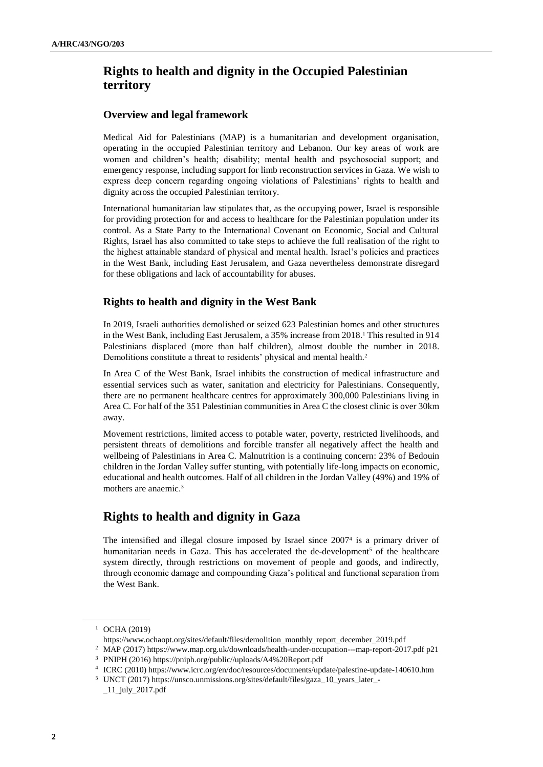# Rights to health and dignity in the Occupied Palestinian territory

## Overview and legal framework

Medical Aid for Palestinians (MAP) is a humanitarian and development organisation, operating in the occupied Palestinian territory and Lebanon. Our key areas of work are women and children's health; disability; mental health and psychosocial support; and emergency response, including support for limb reconstruction services in Gaza. We wish to express deep concern regarding ongoing violations of Palestinians' rights to health and dignity across the occupied Palestinian territory.

International humanitarian law stipulates that, as the occupying power, Israel is responsible for providing protection for and access to healthcare for the Palestinian population under its control. As a State Party to the International Covenant on Economic, Social and Cultural Rights, Israel has also committed to take steps to achieve the full realisation of the right to the highest attainable standard of physical and mental health. Israel's policies and practices in the West Bank, including East Jerusalem, and Gaza nevertheless demonstrate disregard for these obligations and lack of accountability for abuses.

## Rights to health and dignity in the West Bank

In 2019, Israeli authorities demolished or seized 623 Palestinian homes and other structures in the West Bank, including East Jerusalem, a 35% increase from 2018.[1] This resulted in 914 Palestinians displaced (more than half children), almost double the number in 2018. Demolitions constitute a threat to residents' physical and mental health.[2]

In Area C of the West Bank, Israel inhibits the construction of medical infrastructure and essential services such as water, sanitation and electricity for Palestinians. Consequently, there are no permanent healthcare centres for approximately 300,000 Palestinians living in Area C. For half of the 351 Palestinian communities in Area C the closest clinic is over 30km away.

Movement restrictions, limited access to potable water, poverty, restricted livelihoods, and persistent threats of demolitions and forcible transfer all negatively affect the health and wellbeing of Palestinians in Area C. Malnutrition is a continuing concern: 23% of Bedouin children in the Jordan Valley suffer stunting, with potentially life-long impacts on economic, educational and health outcomes. Half of all children in the Jordan Valley (49%) and 19% of mothers are anaemic.[3]

# Rights to health and dignity in Gaza

The intensified and illegal closure imposed by Israel since 2007[4] is a primary driver of humanitarian needs in Gaza. This has accelerated the de-development[5] of the healthcare system directly, through restrictions on movement of people and goods, and indirectly, through economic damage and compounding Gaza's political and functional separation from the West Bank.

---

[1] OCHA (2019) https://www.ochaopt.org/sites/default/files/demolition_monthly_report_december_2019.pdf

[2] MAP (2017) https://www.map.org.uk/downloads/health-under-occupation---map-report-2017.pdf p21

[3] PNIPH (2016) https://pniph.org/public//uploads/A4%20Report.pdf

[4] ICRC (2010) https://www.icrc.org/en/doc/resources/documents/update/palestine-update-140610.htm

[5] UNCT (2017) https://unsco.unmissions.org/sites/default/files/gaza_10_years_later_-_11_july_2017.pdf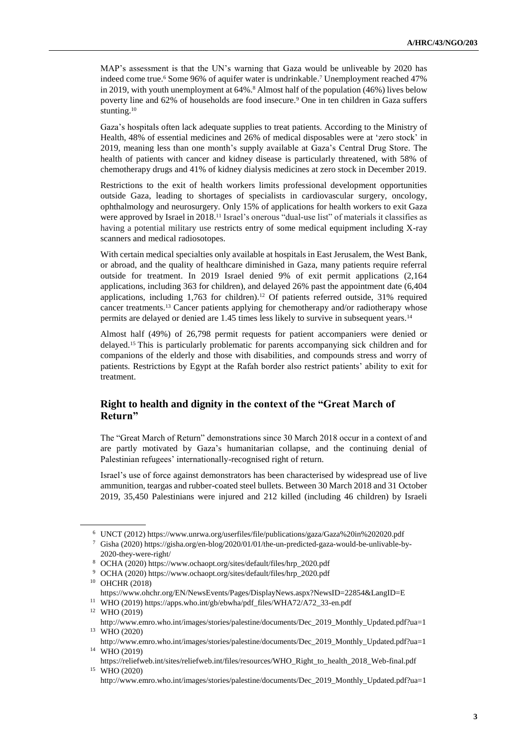MAP's assessment is that the UN's warning that Gaza would be unliveable by 2020 has indeed come true.[6] Some 96% of aquifer water is undrinkable.[7] Unemployment reached 47% in 2019, with youth unemployment at 64%.[8] Almost half of the population (46%) lives below poverty line and 62% of households are food insecure.[9] One in ten children in Gaza suffers stunting.[10]

Gaza's hospitals often lack adequate supplies to treat patients. According to the Ministry of Health, 48% of essential medicines and 26% of medical disposables were at 'zero stock' in 2019, meaning less than one month's supply available at Gaza's Central Drug Store. The health of patients with cancer and kidney disease is particularly threatened, with 58% of chemotherapy drugs and 41% of kidney dialysis medicines at zero stock in December 2019.

Restrictions to the exit of health workers limits professional development opportunities outside Gaza, leading to shortages of specialists in cardiovascular surgery, oncology, ophthalmology and neurosurgery. Only 15% of applications for health workers to exit Gaza were approved by Israel in 2018.[11] Israel's onerous "dual-use list" of materials it classifies as having a potential military use restricts entry of some medical equipment including X-ray scanners and medical radiosotopes.

With certain medical specialties only available at hospitals in East Jerusalem, the West Bank, or abroad, and the quality of healthcare diminished in Gaza, many patients require referral outside for treatment. In 2019 Israel denied 9% of exit permit applications (2,164 applications, including 363 for children), and delayed 26% past the appointment date (6,404 applications, including 1,763 for children).[12] Of patients referred outside, 31% required cancer treatments.[13] Cancer patients applying for chemotherapy and/or radiotherapy whose permits are delayed or denied are 1.45 times less likely to survive in subsequent years.[14]

Almost half (49%) of 26,798 permit requests for patient accompaniers were denied or delayed.[15] This is particularly problematic for parents accompanying sick children and for companions of the elderly and those with disabilities, and compounds stress and worry of patients. Restrictions by Egypt at the Rafah border also restrict patients' ability to exit for treatment.

## Right to health and dignity in the context of the "Great March of Return"

The "Great March of Return" demonstrations since 30 March 2018 occur in a context of and are partly motivated by Gaza's humanitarian collapse, and the continuing denial of Palestinian refugees' internationally-recognised right of return.

Israel's use of force against demonstrators has been characterised by widespread use of live ammunition, teargas and rubber-coated steel bullets. Between 30 March 2018 and 31 October 2019, 35,450 Palestinians were injured and 212 killed (including 46 children) by Israeli

---

[6] UNCT (2012) https://www.unrwa.org/userfiles/file/publications/gaza/Gaza%20in%202020.pdf

[7] Gisha (2020) https://gisha.org/en-blog/2020/01/01/the-un-predicted-gaza-would-be-unlivable-by-2020-they-were-right/

[8] OCHA (2020) https://www.ochaopt.org/sites/default/files/hrp_2020.pdf

[9] OCHA (2020) https://www.ochaopt.org/sites/default/files/hrp_2020.pdf

[10] OHCHR (2018) https://www.ohchr.org/EN/NewsEvents/Pages/DisplayNews.aspx?NewsID=22854&LangID=E

[11] WHO (2019) https://apps.who.int/gb/ebwha/pdf_files/WHA72/A72_33-en.pdf

[12] WHO (2019) http://www.emro.who.int/images/stories/palestine/documents/Dec_2019_Monthly_Updated.pdf?ua=1

[13] WHO (2020) http://www.emro.who.int/images/stories/palestine/documents/Dec_2019_Monthly_Updated.pdf?ua=1

[14] WHO (2019) https://reliefweb.int/sites/reliefweb.int/files/resources/WHO_Right_to_health_2018_Web-final.pdf

[15] WHO (2020) http://www.emro.who.int/images/stories/palestine/documents/Dec_2019_Monthly_Updated.pdf?ua=1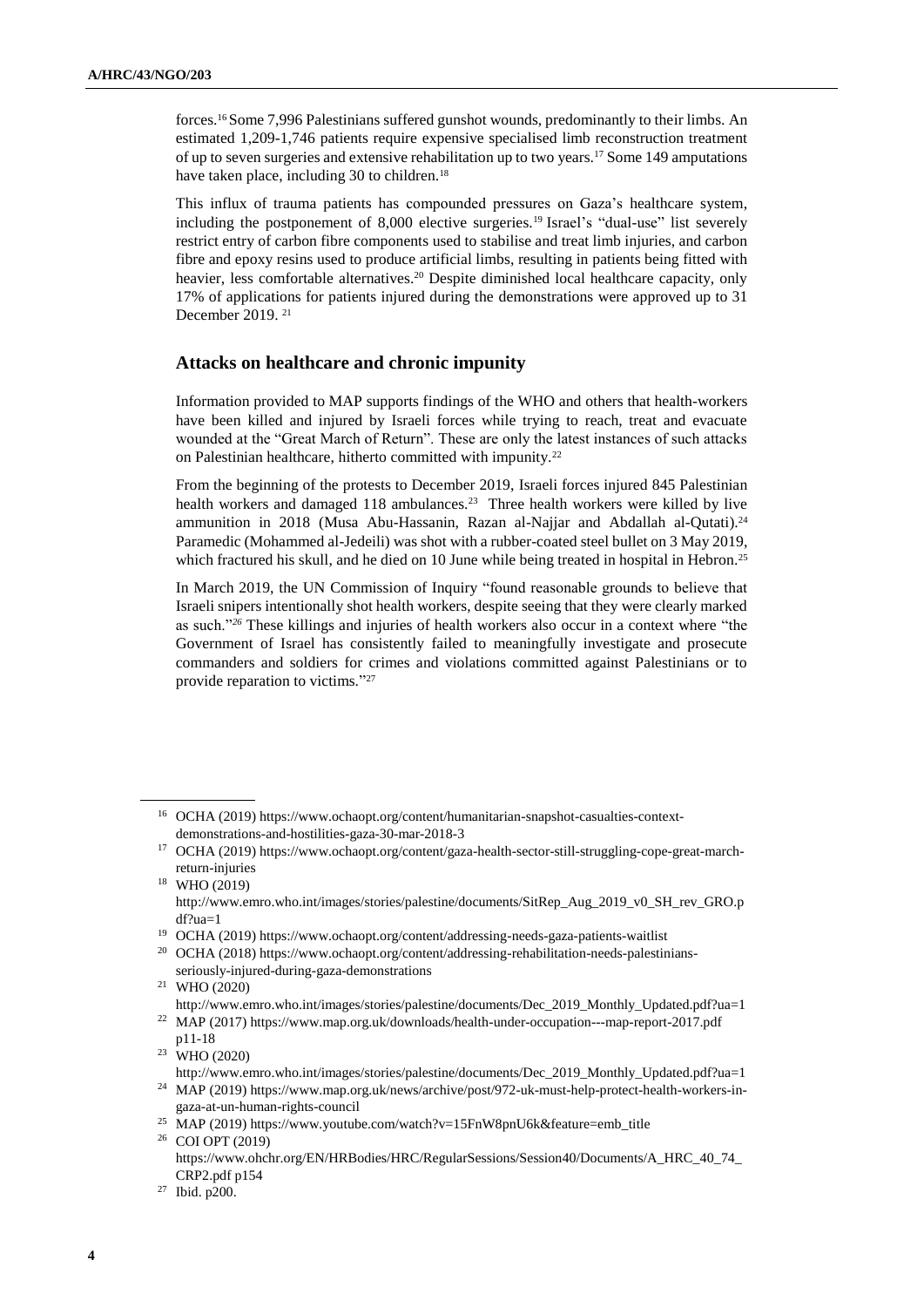forces.[16] Some 7,996 Palestinians suffered gunshot wounds, predominantly to their limbs. An estimated 1,209-1,746 patients require expensive specialised limb reconstruction treatment of up to seven surgeries and extensive rehabilitation up to two years.[17] Some 149 amputations have taken place, including 30 to children.[18]

This influx of trauma patients has compounded pressures on Gaza's healthcare system, including the postponement of 8,000 elective surgeries.[19] Israel's "dual-use" list severely restrict entry of carbon fibre components used to stabilise and treat limb injuries, and carbon fibre and epoxy resins used to produce artificial limbs, resulting in patients being fitted with heavier, less comfortable alternatives.[20] Despite diminished local healthcare capacity, only 17% of applications for patients injured during the demonstrations were approved up to 31 December 2019. [21]

## Attacks on healthcare and chronic impunity

Information provided to MAP supports findings of the WHO and others that health-workers have been killed and injured by Israeli forces while trying to reach, treat and evacuate wounded at the "Great March of Return". These are only the latest instances of such attacks on Palestinian healthcare, hitherto committed with impunity.[22]

From the beginning of the protests to December 2019, Israeli forces injured 845 Palestinian health workers and damaged 118 ambulances.[23] Three health workers were killed by live ammunition in 2018 (Musa Abu-Hassanin, Razan al-Najjar and Abdallah al-Qutati).[24] Paramedic (Mohammed al-Jedeili) was shot with a rubber-coated steel bullet on 3 May 2019, which fractured his skull, and he died on 10 June while being treated in hospital in Hebron.[25]

In March 2019, the UN Commission of Inquiry "found reasonable grounds to believe that Israeli snipers intentionally shot health workers, despite seeing that they were clearly marked as such."[26] These killings and injuries of health workers also occur in a context where "the Government of Israel has consistently failed to meaningfully investigate and prosecute commanders and soldiers for crimes and violations committed against Palestinians or to provide reparation to victims."[27]

---

[16] OCHA (2019) https://www.ochaopt.org/content/humanitarian-snapshot-casualties-context-demonstrations-and-hostilities-gaza-30-mar-2018-3

[17] OCHA (2019) https://www.ochaopt.org/content/gaza-health-sector-still-struggling-cope-great-march-return-injuries

[18] WHO (2019) http://www.emro.who.int/images/stories/palestine/documents/SitRep_Aug_2019_v0_SH_rev_GRO.pdf?ua=1

[19] OCHA (2019) https://www.ochaopt.org/content/addressing-needs-gaza-patients-waitlist

[20] OCHA (2018) https://www.ochaopt.org/content/addressing-rehabilitation-needs-palestinians-seriously-injured-during-gaza-demonstrations

[21] WHO (2020) http://www.emro.who.int/images/stories/palestine/documents/Dec_2019_Monthly_Updated.pdf?ua=1

[22] MAP (2017) https://www.map.org.uk/downloads/health-under-occupation---map-report-2017.pdf p11-18

[23] WHO (2020) http://www.emro.who.int/images/stories/palestine/documents/Dec_2019_Monthly_Updated.pdf?ua=1

[24] MAP (2019) https://www.map.org.uk/news/archive/post/972-uk-must-help-protect-health-workers-in-gaza-at-un-human-rights-council

[25] MAP (2019) https://www.youtube.com/watch?v=15FnW8pnU6k&feature=emb_title

[26] COI OPT (2019) https://www.ohchr.org/EN/HRBodies/HRC/RegularSessions/Session40/Documents/A_HRC_40_74_CRP2.pdf p154

[27] Ibid. p200.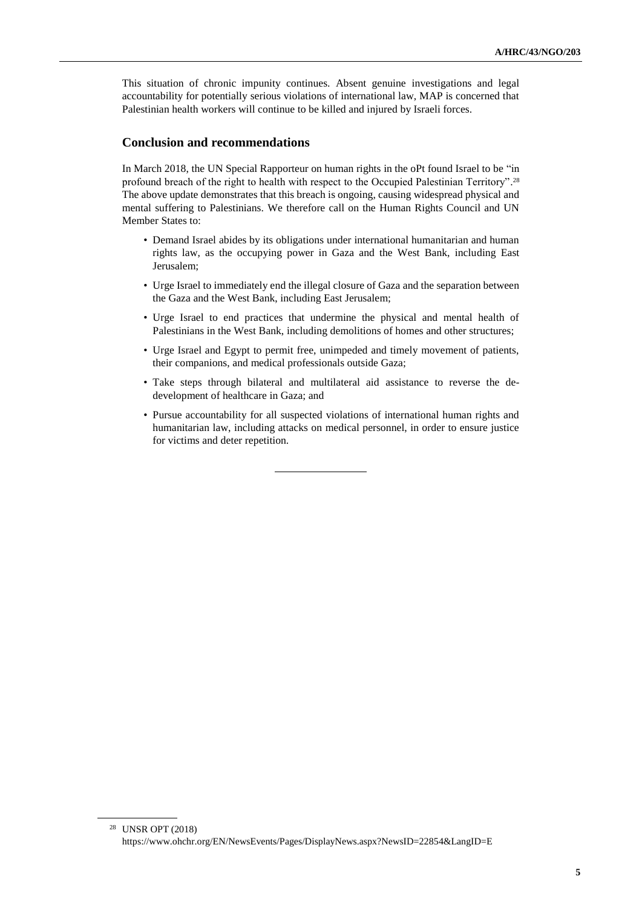This situation of chronic impunity continues. Absent genuine investigations and legal accountability for potentially serious violations of international law, MAP is concerned that Palestinian health workers will continue to be killed and injured by Israeli forces.

## Conclusion and recommendations

In March 2018, the UN Special Rapporteur on human rights in the oPt found Israel to be "in profound breach of the right to health with respect to the Occupied Palestinian Territory".[28] The above update demonstrates that this breach is ongoing, causing widespread physical and mental suffering to Palestinians. We therefore call on the Human Rights Council and UN Member States to:

- Demand Israel abides by its obligations under international humanitarian and human rights law, as the occupying power in Gaza and the West Bank, including East Jerusalem;
- Urge Israel to immediately end the illegal closure of Gaza and the separation between the Gaza and the West Bank, including East Jerusalem;
- Urge Israel to end practices that undermine the physical and mental health of Palestinians in the West Bank, including demolitions of homes and other structures;
- Urge Israel and Egypt to permit free, unimpeded and timely movement of patients, their companions, and medical professionals outside Gaza;
- Take steps through bilateral and multilateral aid assistance to reverse the de-development of healthcare in Gaza; and
- Pursue accountability for all suspected violations of international human rights and humanitarian law, including attacks on medical personnel, in order to ensure justice for victims and deter repetition.

---

[28] UNSR OPT (2018) https://www.ohchr.org/EN/NewsEvents/Pages/DisplayNews.aspx?NewsID=22854&LangID=E